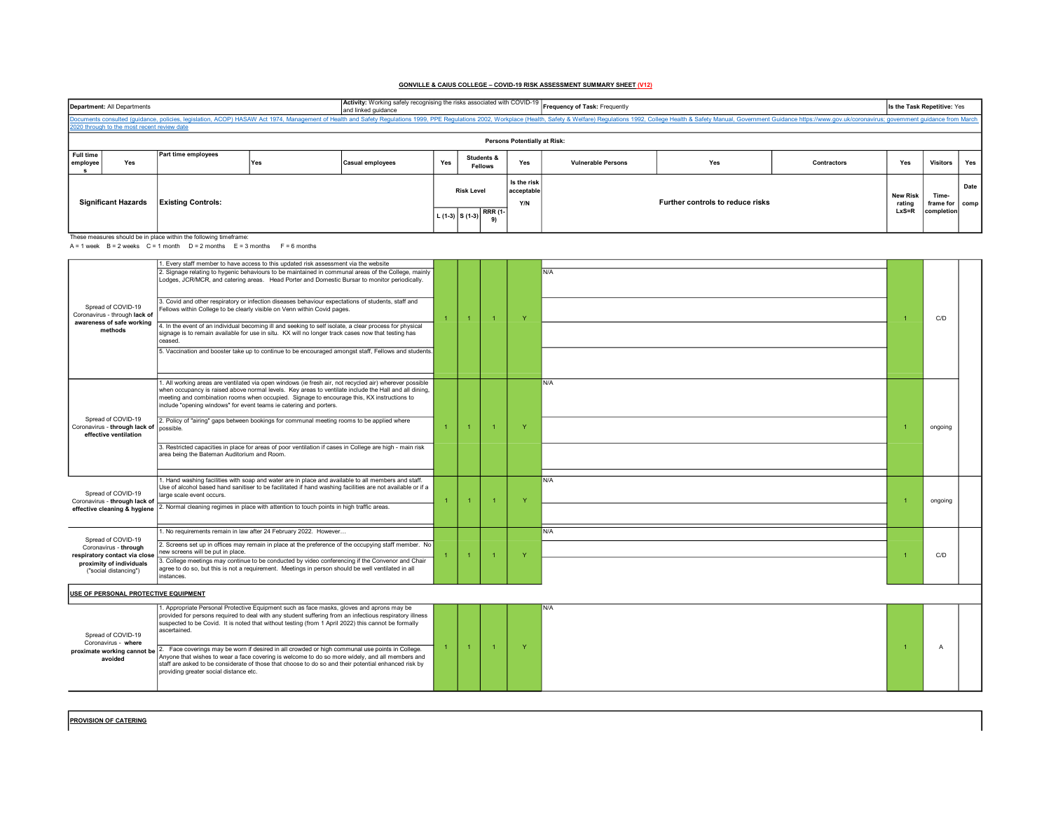## GONVILLE & CAIUS COLLEGE – COVID-19 RISK ASSESSMENT SUMMARY SHEET (V12)

| **Department:** All Departments | **Activity:** Working safely recognising the risks associated with COVID-19 and linked guidance | **Frequency of Task:** Frequently | **Is the Task Repetitive:** Yes |
|---|---|---|---|

Documents consulted (guidance, policies, legislation, ACOP) HASAW Act 1974, Management of Health and Safety Regulations 1999, PPE Regulations 2002, Workplace (Health, Safety & Welfare) Regulations 1992, College Health & Safety Manual, Government Guidance https://www.gov.uk/coronavirus; government guidance from March 2020 through to the most recent review date

**Persons Potentially at Risk:**

| Full time employees | Part time employees | Casual employees | Students & Fellows | Vulnerable Persons | Contractors | Visitors |
|---|---|---|---|---|---|---|
| Yes | Yes | Yes | Yes | Yes | Yes | Yes |

These measures should be in place within the following timeframe:
A = 1 week B = 2 weeks C = 1 month D = 2 months E = 3 months F = 6 months

| Significant Hazards | Existing Controls: | Risk Level L (1-3) | Risk Level S (1-3) | RRR (1-9) | Is the risk acceptable Y/N | Further controls to reduce risks | New Risk rating LxS=R | Time-frame for completion | Date comp |
|---|---|---|---|---|---|---|---|---|---|
| Spread of COVID-19 Coronavirus - through **lack of awareness of safe working methods** | 1. Every staff member to have access to this updated risk assessment via the website<br>2. Signage relating to hygenic behaviours to be maintained in communal areas of the College, mainly Lodges, JCR/MCR, and catering areas. Head Porter and Domestic Bursar to monitor periodically.<br>3. Covid and other respiratory or infection diseases behaviour expectations of students, staff and Fellows within College to be clearly visible on Venn within Covid pages.<br>4. In the event of an individual becoming ill and seeking to self isolate, a clear process for physical signage is to remain available for use in situ. KX will no longer track cases now that testing has ceased.<br>5. Vaccination and booster take up to continue to be encouraged amongst staff, Fellows and students. | 1 | 1 | 1 | Y | N/A | 1 | C/D | |
| Spread of COVID-19 Coronavirus - **through lack of effective ventilation** | 1. All working areas are ventilated via open windows (ie fresh air, not recycled air) wherever possible when occupancy is raised above normal levels. Key areas to ventilate include the Hall and all dining, meeting and combination rooms when occupied. Signage to encourage this, KX instructions to include "opening windows" for event teams ie catering and porters.<br>2. Policy of "airing" gaps between bookings for communal meeting rooms to be applied where possible.<br>3. Restricted capacities in place for areas of poor ventilation if cases in College are high - main risk area being the Bateman Auditorium and Room. | 1 | 1 | 1 | Y | N/A | 1 | ongoing | |
| Spread of COVID-19 Coronavirus - **through lack of effective cleaning & hygiene** | 1. Hand washing facilities with soap and water are in place and available to all members and staff. Use of alcohol based hand sanitiser to be facilitated if hand washing facilities are not available or if a large scale event occurs.<br>2. Normal cleaning regimes in place with attention to touch points in high traffic areas. | 1 | 1 | 1 | Y | N/A | 1 | ongoing | |
| Spread of COVID-19 Coronavirus - **through respiratory contact via close proximity of individuals** ("social distancing") | 1. No requirements remain in law after 24 February 2022. However…<br>2. Screens set up in offices may remain in place at the preference of the occupying staff member. No new screens will be put in place.<br>3. College meetings may continue to be conducted by video conferencing if the Convenor and Chair agree to do so, but this is not a requirement. Meetings in person should be well ventilated in all instances. | 1 | 1 | 1 | Y | N/A | 1 | C/D | |
| **USE OF PERSONAL PROTECTIVE EQUIPMENT** | | | | | | | | | |
| Spread of COVID-19 Coronavirus - **where proximate working cannot be avoided** | 1. Appropriate Personal Protective Equipment such as face masks, gloves and aprons may be provided for persons required to deal with any student suffering from an infectious respiratory illness suspected to be Covid. It is noted that without testing (from 1 April 2022) this cannot be formally ascertained.<br>2. Face coverings may be worn if desired in all crowded or high communal use points in College. Anyone that wishes to wear a face covering is welcome to do so more widely, and all members and staff are asked to be considerate of those that choose to do so and their potential enhanced risk by providing greater social distance etc. | 1 | 1 | 1 | Y | N/A | 1 | A | |

**PROVISION OF CATERING**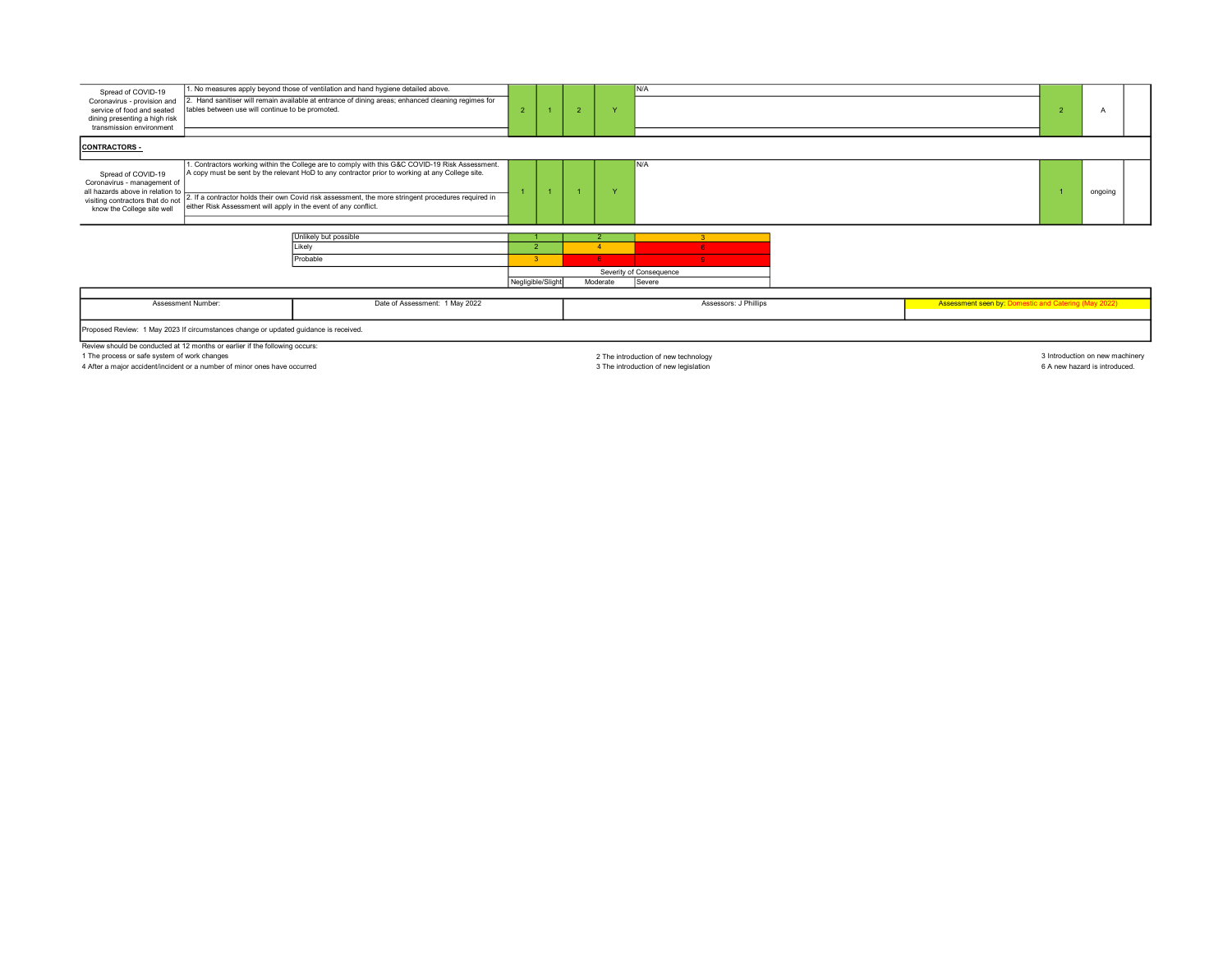| | | | | | | | | | |
|---|---|---|---|---|---|---|---|---|---|
| Spread of COVID-19 Coronavirus - provision and service of food and seated dining presenting a high risk transmission environment | 1. No measures apply beyond those of ventilation and hand hygiene detailed above.<br>2. Hand sanitiser will remain available at entrance of dining areas; enhanced cleaning regimes for tables between use will continue to be promoted. | 2 | 1 | 2 | Y | N/A | 2 | A | |
| **CONTRACTORS -** | | | | | | | | | |
| Spread of COVID-19 Coronavirus - management of all hazards above in relation to visiting contractors that do not know the College site well | 1. Contractors working within the College are to comply with this G&C COVID-19 Risk Assessment. A copy must be sent by the relevant HoD to any contractor prior to working at any College site.<br>2. If a contractor holds their own Covid risk assessment, the more stringent procedures required in either Risk Assessment will apply in the event of any conflict. | 1 | 1 | 1 | Y | N/A | 1 | ongoing | |

| | | | |
|---|---|---|---|
| Unlikely but possible | 1 | 2 | 3 |
| Likely | 2 | 4 | 6 |
| Probable | 3 | 6 | 9 |
| | Severity of Consequence | | |
| | Negligible/Slight | Moderate | Severe |

| | | | |
|---|---|---|---|
| Assessment Number: | Date of Assessment: 1 May 2022 | Assessors: J Phillips | Assessment seen by: Domestic and Catering (May 2022) |
| Proposed Review: 1 May 2023 If circumstances change or updated guidance is received. | | | |

Review should be conducted at 12 months or earlier if the following occurs:

1 The process or safe system of work changes

2 The introduction of new technology

3 Introduction on new machinery

4 After a major accident/incident or a number of minor ones have occurred

3 The introduction of new legislation

6 A new hazard is introduced.